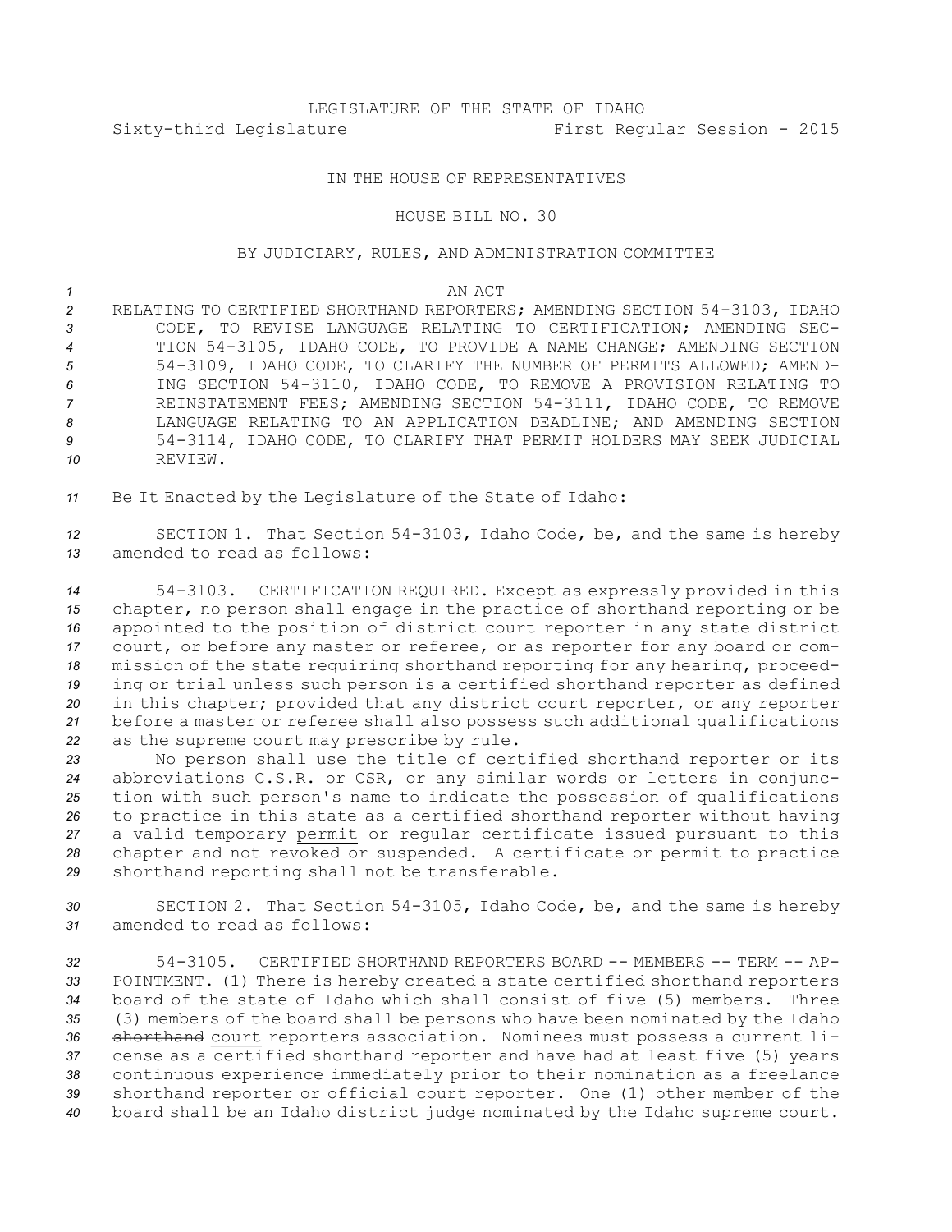LEGISLATURE OF THE STATE OF IDAHO
Sixty-third Legislature First Regular Session - 2015

IN THE HOUSE OF REPRESENTATIVES

HOUSE BILL NO. 30

BY JUDICIARY, RULES, AND ADMINISTRATION COMMITTEE

AN ACT

RELATING TO CERTIFIED SHORTHAND REPORTERS; AMENDING SECTION 54-3103, IDAHO CODE, TO REVISE LANGUAGE RELATING TO CERTIFICATION; AMENDING SECTION 54-3105, IDAHO CODE, TO PROVIDE A NAME CHANGE; AMENDING SECTION 54-3109, IDAHO CODE, TO CLARIFY THE NUMBER OF PERMITS ALLOWED; AMENDING SECTION 54-3110, IDAHO CODE, TO REMOVE A PROVISION RELATING TO REINSTATEMENT FEES; AMENDING SECTION 54-3111, IDAHO CODE, TO REMOVE LANGUAGE RELATING TO AN APPLICATION DEADLINE; AND AMENDING SECTION 54-3114, IDAHO CODE, TO CLARIFY THAT PERMIT HOLDERS MAY SEEK JUDICIAL REVIEW.

Be It Enacted by the Legislature of the State of Idaho:

SECTION 1. That Section 54-3103, Idaho Code, be, and the same is hereby amended to read as follows:

54-3103. CERTIFICATION REQUIRED. Except as expressly provided in this chapter, no person shall engage in the practice of shorthand reporting or be appointed to the position of district court reporter in any state district court, or before any master or referee, or as reporter for any board or commission of the state requiring shorthand reporting for any hearing, proceeding or trial unless such person is a certified shorthand reporter as defined in this chapter; provided that any district court reporter, or any reporter before a master or referee shall also possess such additional qualifications as the supreme court may prescribe by rule.

No person shall use the title of certified shorthand reporter or its abbreviations C.S.R. or CSR, or any similar words or letters in conjunction with such person's name to indicate the possession of qualifications to practice in this state as a certified shorthand reporter without having a valid temporary <u>permit</u> or regular certificate issued pursuant to this chapter and not revoked or suspended. A certificate <u>or permit</u> to practice shorthand reporting shall not be transferable.

SECTION 2. That Section 54-3105, Idaho Code, be, and the same is hereby amended to read as follows:

54-3105. CERTIFIED SHORTHAND REPORTERS BOARD -- MEMBERS -- TERM -- APPOINTMENT. (1) There is hereby created a state certified shorthand reporters board of the state of Idaho which shall consist of five (5) members. Three (3) members of the board shall be persons who have been nominated by the Idaho ~~shorthand~~ <u>court</u> reporters association. Nominees must possess a current license as a certified shorthand reporter and have had at least five (5) years continuous experience immediately prior to their nomination as a freelance shorthand reporter or official court reporter. One (1) other member of the board shall be an Idaho district judge nominated by the Idaho supreme court.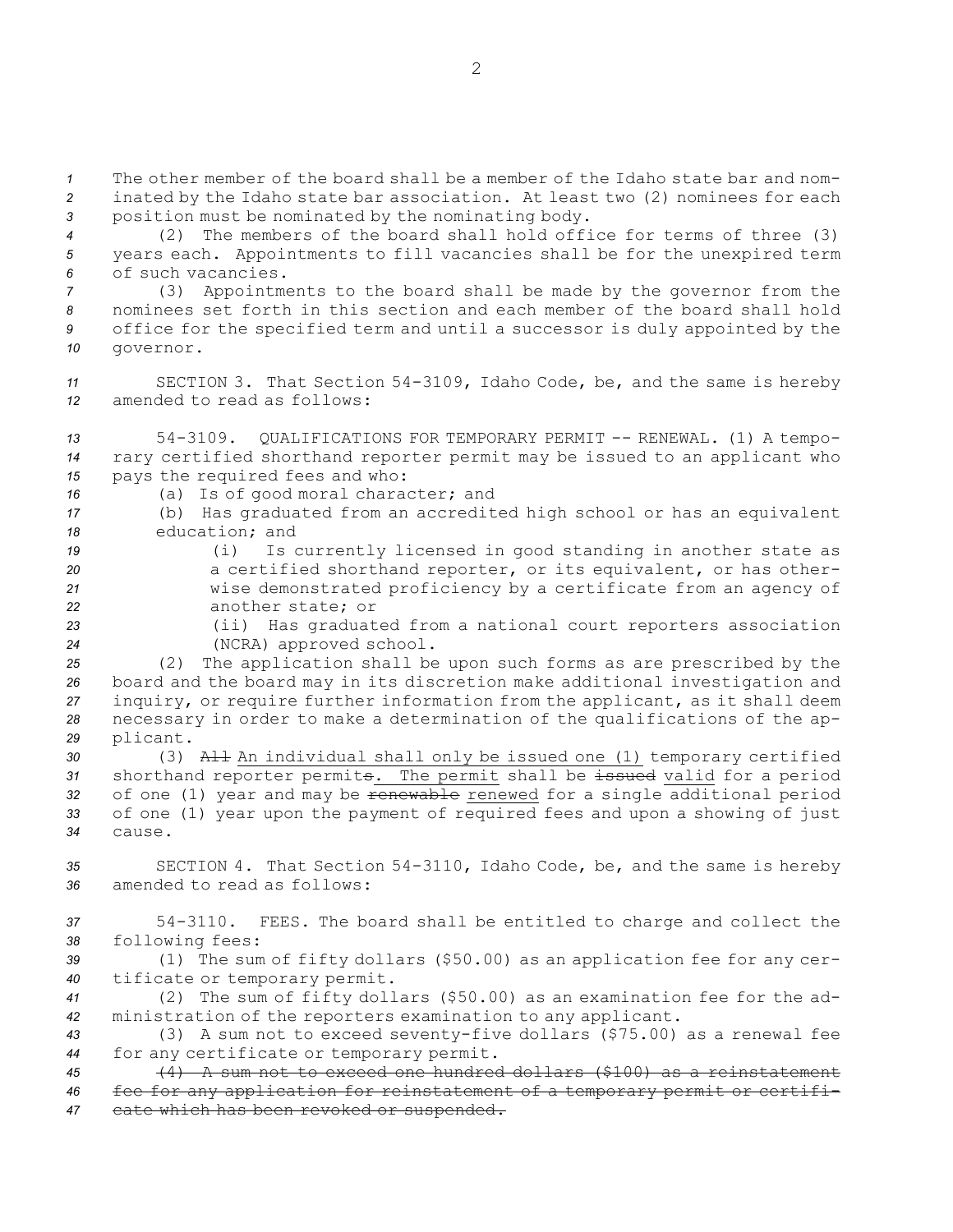The other member of the board shall be a member of the Idaho state bar and nominated by the Idaho state bar association. At least two (2) nominees for each position must be nominated by the nominating body.

(2) The members of the board shall hold office for terms of three (3) years each. Appointments to fill vacancies shall be for the unexpired term of such vacancies.

(3) Appointments to the board shall be made by the governor from the nominees set forth in this section and each member of the board shall hold office for the specified term and until a successor is duly appointed by the governor.

SECTION 3. That Section 54-3109, Idaho Code, be, and the same is hereby amended to read as follows:

54-3109. QUALIFICATIONS FOR TEMPORARY PERMIT -- RENEWAL. (1) A temporary certified shorthand reporter permit may be issued to an applicant who pays the required fees and who:

(a) Is of good moral character; and

(b) Has graduated from an accredited high school or has an equivalent education; and

(i) Is currently licensed in good standing in another state as a certified shorthand reporter, or its equivalent, or has otherwise demonstrated proficiency by a certificate from an agency of another state; or

(ii) Has graduated from a national court reporters association (NCRA) approved school.

(2) The application shall be upon such forms as are prescribed by the board and the board may in its discretion make additional investigation and inquiry, or require further information from the applicant, as it shall deem necessary in order to make a determination of the qualifications of the applicant.

(3) ~~All~~ An individual shall only be issued one (1) temporary certified shorthand reporter permit~~s~~. The permit shall be ~~issued~~ valid for a period of one (1) year and may be ~~renewable~~ renewed for a single additional period of one (1) year upon the payment of required fees and upon a showing of just cause.

SECTION 4. That Section 54-3110, Idaho Code, be, and the same is hereby amended to read as follows:

54-3110. FEES. The board shall be entitled to charge and collect the following fees:

(1) The sum of fifty dollars ($50.00) as an application fee for any certificate or temporary permit.

(2) The sum of fifty dollars ($50.00) as an examination fee for the administration of the reporters examination to any applicant.

(3) A sum not to exceed seventy-five dollars ($75.00) as a renewal fee for any certificate or temporary permit.

~~(4) A sum not to exceed one hundred dollars ($100) as a reinstatement fee for any application for reinstatement of a temporary permit or certificate which has been revoked or suspended.~~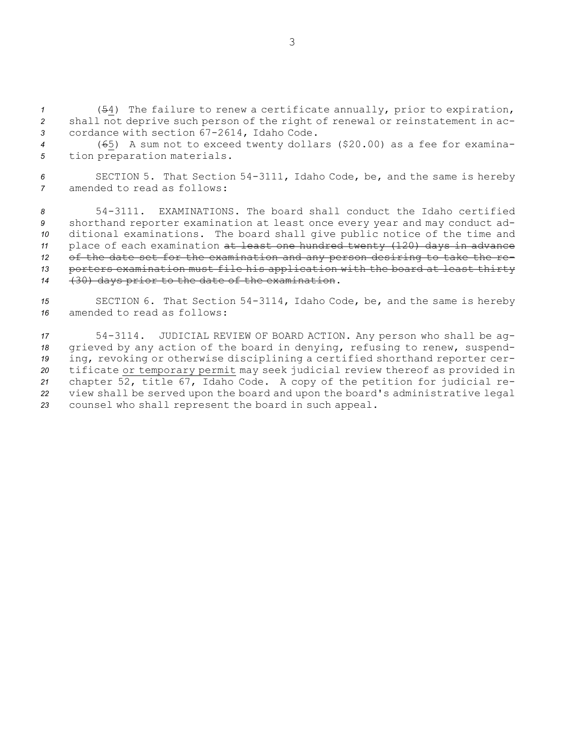(~~5~~4) The failure to renew a certificate annually, prior to expiration, shall not deprive such person of the right of renewal or reinstatement in accordance with section 67-2614, Idaho Code.

(~~6~~5) A sum not to exceed twenty dollars ($20.00) as a fee for examination preparation materials.

SECTION 5. That Section 54-3111, Idaho Code, be, and the same is hereby amended to read as follows:

54-3111. EXAMINATIONS. The board shall conduct the Idaho certified shorthand reporter examination at least once every year and may conduct additional examinations. The board shall give public notice of the time and place of each examination ~~at least one hundred twenty (120) days in advance of the date set for the examination and any person desiring to take the reporters examination must file his application with the board at least thirty (30) days prior to the date of the examination~~.

SECTION 6. That Section 54-3114, Idaho Code, be, and the same is hereby amended to read as follows:

54-3114. JUDICIAL REVIEW OF BOARD ACTION. Any person who shall be aggrieved by any action of the board in denying, refusing to renew, suspending, revoking or otherwise disciplining a certified shorthand reporter certificate <u>or temporary permit</u> may seek judicial review thereof as provided in chapter 52, title 67, Idaho Code. A copy of the petition for judicial review shall be served upon the board and upon the board's administrative legal counsel who shall represent the board in such appeal.